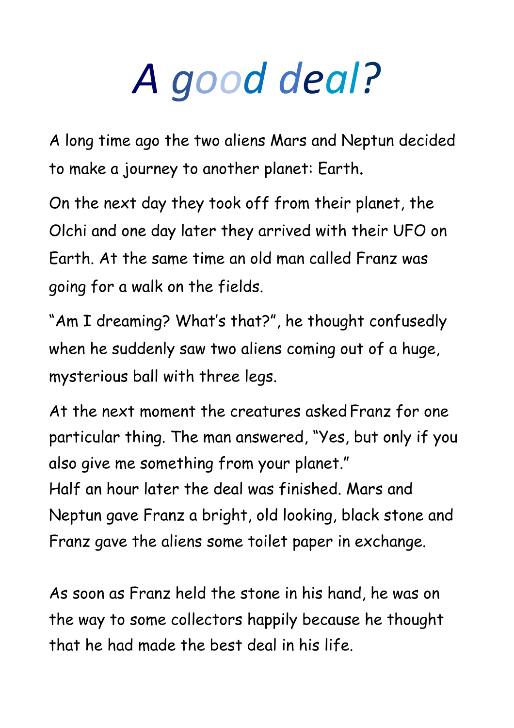# *A good deal?*

A long time ago the two aliens Mars and Neptun decided to make a journey to another planet: Earth.

On the next day they took off from their planet, the Olchi and one day later they arrived with their UFO on Earth. At the same time an old man called Franz was going for a walk on the fields.

"Am I dreaming? What's that?", he thought confusedly when he suddenly saw two aliens coming out of a huge, mysterious ball with three legs.

At the next moment the creatures asked Franz for one particular thing. The man answered, "Yes, but only if you also give me something from your planet."
Half an hour later the deal was finished. Mars and Neptun gave Franz a bright, old looking, black stone and Franz gave the aliens some toilet paper in exchange.

As soon as Franz held the stone in his hand, he was on the way to some collectors happily because he thought that he had made the best deal in his life.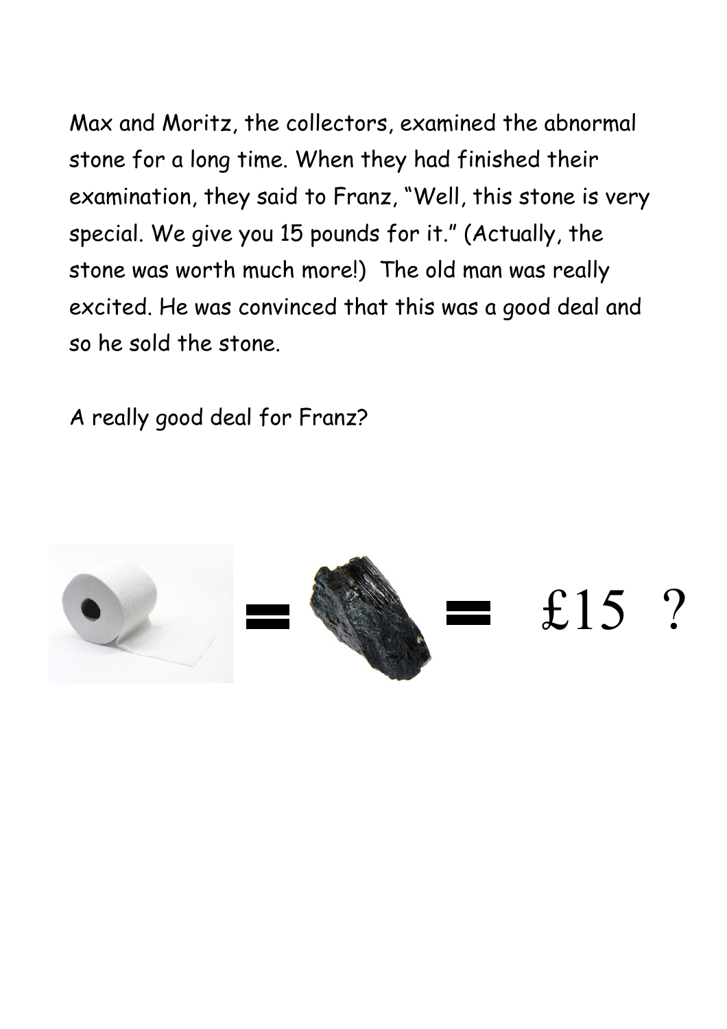Max and Moritz, the collectors, examined the abnormal stone for a long time. When they had finished their examination, they said to Franz, "Well, this stone is very special. We give you 15 pounds for it." (Actually, the stone was worth much more!) The old man was really excited. He was convinced that this was a good deal and so he sold the stone.

A really good deal for Franz?

= = £15 ?